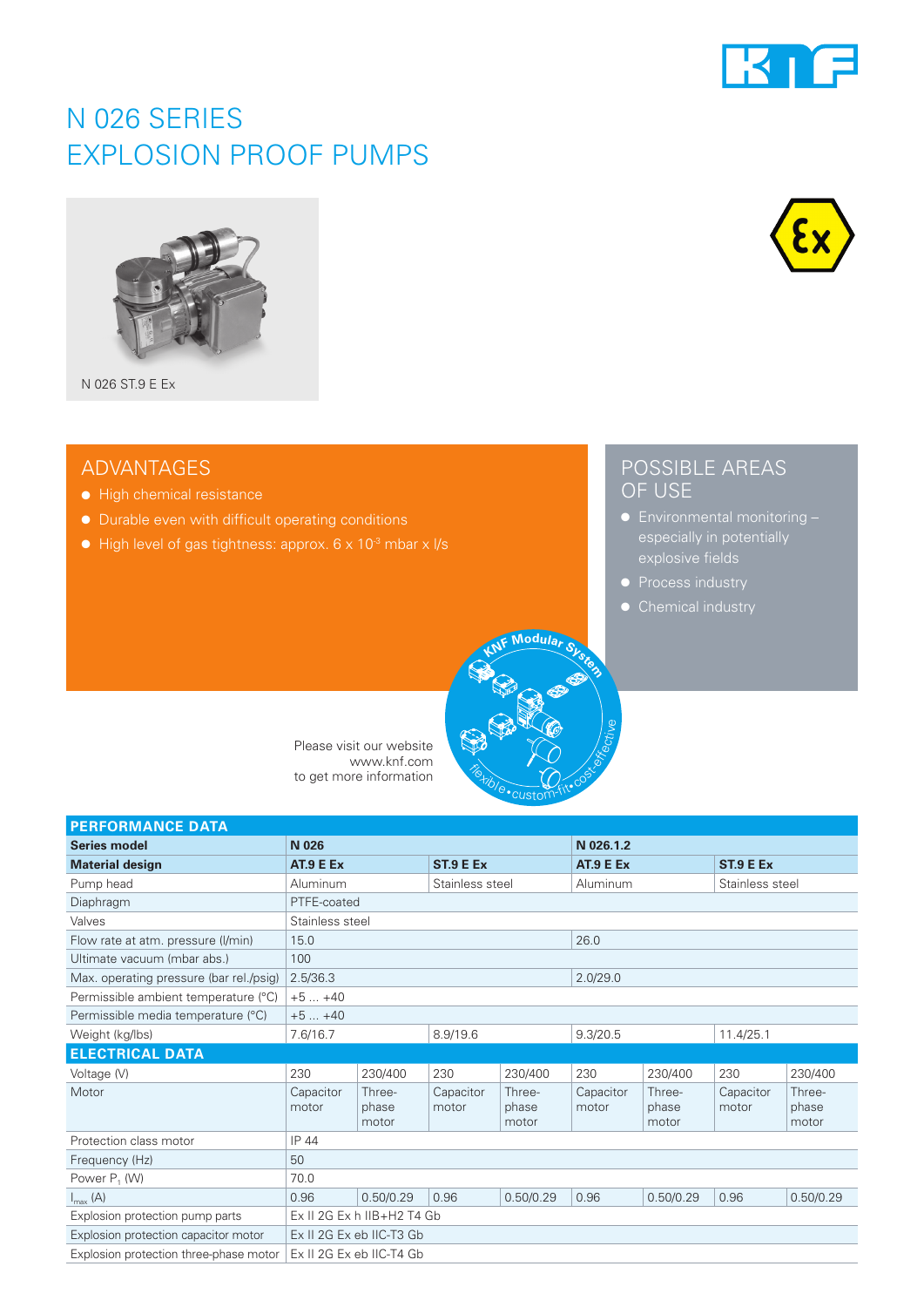# N 026 SERIES
# EXPLOSION PROOF PUMPS

N 026 ST.9 E Ex

## ADVANTAGES

- High chemical resistance
- Durable even with difficult operating conditions
- High level of gas tightness: approx. 6 x $10^{-3}$ mbar x l/s

## POSSIBLE AREAS OF USE

- Environmental monitoring – especially in potentially explosive fields
- Process industry
- Chemical industry

Please visit our website www.knf.com to get more information

| PERFORMANCE DATA | | | | | | | | |
|---|---|---|---|---|---|---|---|---|
| **Series model** | **N 026** | | | | **N 026.1.2** | | | |
| **Material design** | **AT.9 E Ex** | | **ST.9 E Ex** | | **AT.9 E Ex** | | **ST.9 E Ex** | |
| Pump head | Aluminum | | Stainless steel | | Aluminum | | Stainless steel | |
| Diaphragm | PTFE-coated | | | | | | | |
| Valves | Stainless steel | | | | | | | |
| Flow rate at atm. pressure (l/min) | 15.0 | | | | 26.0 | | | |
| Ultimate vacuum (mbar abs.) | 100 | | | | | | | |
| Max. operating pressure (bar rel./psig) | 2.5/36.3 | | | | 2.0/29.0 | | | |
| Permissible ambient temperature (°C) | +5 ... +40 | | | | | | | |
| Permissible media temperature (°C) | +5 ... +40 | | | | | | | |
| Weight (kg/lbs) | 7.6/16.7 | | 8.9/19.6 | | 9.3/20.5 | | 11.4/25.1 | |
| **ELECTRICAL DATA** | | | | | | | | |
| Voltage (V) | 230 | 230/400 | 230 | 230/400 | 230 | 230/400 | 230 | 230/400 |
| Motor | Capacitor motor | Three-phase motor | Capacitor motor | Three-phase motor | Capacitor motor | Three-phase motor | Capacitor motor | Three-phase motor |
| Protection class motor | IP 44 | | | | | | | |
| Frequency (Hz) | 50 | | | | | | | |
| Power $P_1$ (W) | 70.0 | | | | | | | |
| $I_{max}$ (A) | 0.96 | 0.50/0.29 | 0.96 | 0.50/0.29 | 0.96 | 0.50/0.29 | 0.96 | 0.50/0.29 |
| Explosion protection pump parts | Ex II 2G Ex h IIB+H2 T4 Gb | | | | | | | |
| Explosion protection capacitor motor | Ex II 2G Ex eb IIC-T3 Gb | | | | | | | |
| Explosion protection three-phase motor | Ex II 2G Ex eb IIC-T4 Gb | | | | | | | |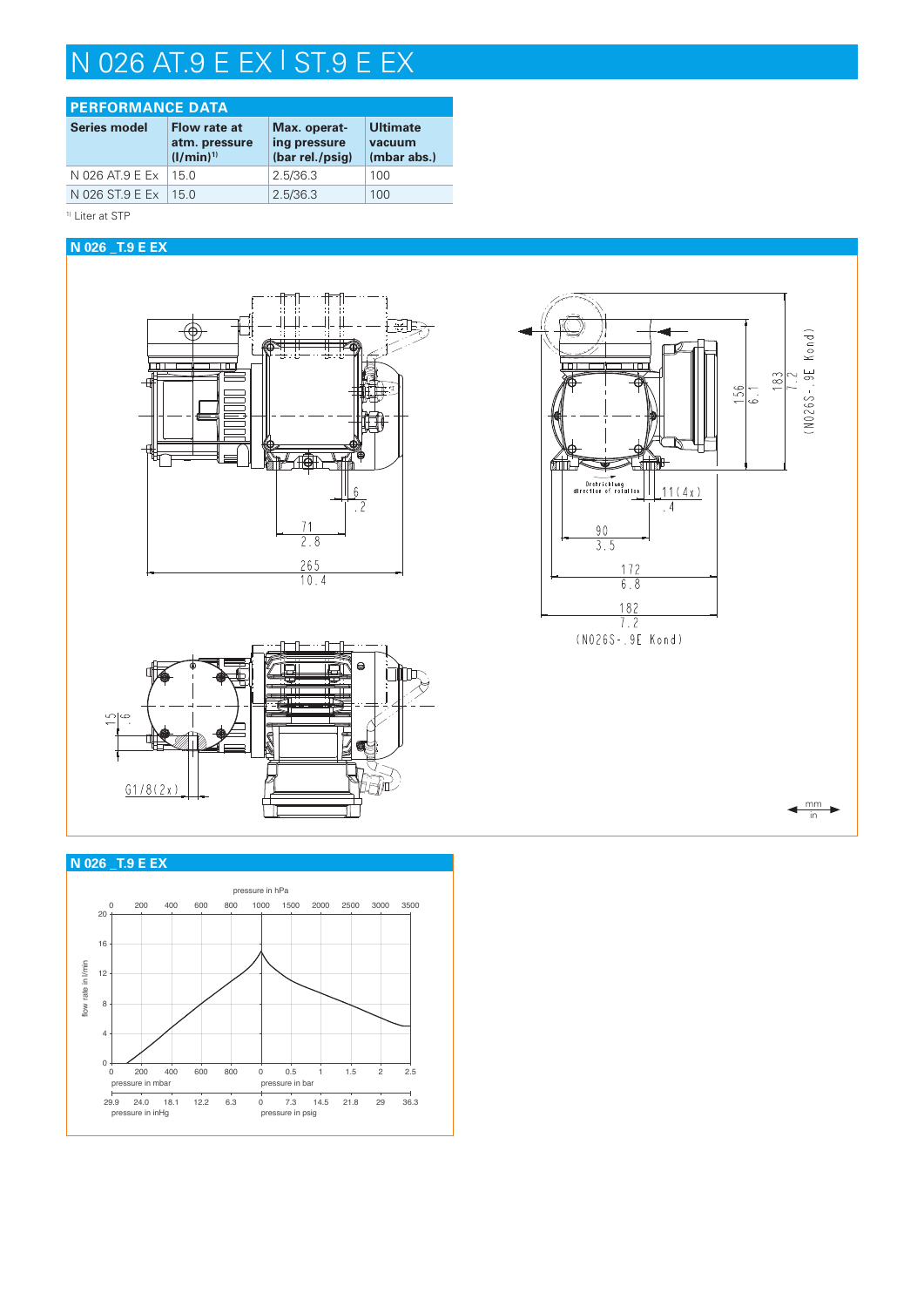# N 026 AT.9 E EX | ST.9 E EX

## PERFORMANCE DATA

| Series model | Flow rate at atm. pressure (l/min)[1] | Max. operating pressure (bar rel./psig) | Ultimate vacuum (mbar abs.) |
|---|---|---|---|
| N 026 AT.9 E Ex | 15.0 | 2.5/36.3 | 100 |
| N 026 ST.9 E Ex | 15.0 | 2.5/36.3 | 100 |

[1] Liter at STP

## N 026 _T.9 E EX

6
.2

71
2.8

265
10.4

Drehrichtung
direction of rotation

11(4x)
.4

90
3.5

172
6.8

182
7.2
(N026S-.9E Kond)

156
6.1

183
7.2
(N026S-.9E Kond)

15
.6

G1/8(2x)

mm
in

## N 026 _T.9 E EX

pressure in hPa

0 200 400 600 800 1000 1500 2000 2500 3000 3500

flow rate in l/min

20 16 12 8 4 0

0 200 400 600 800 | 0 0.5 1 1.5 2 2.5

pressure in mbar | pressure in bar

29.9 24.0 18.1 12.2 6.3 | 0 7.3 14.5 21.8 29 36.3

pressure in inHg | pressure in psig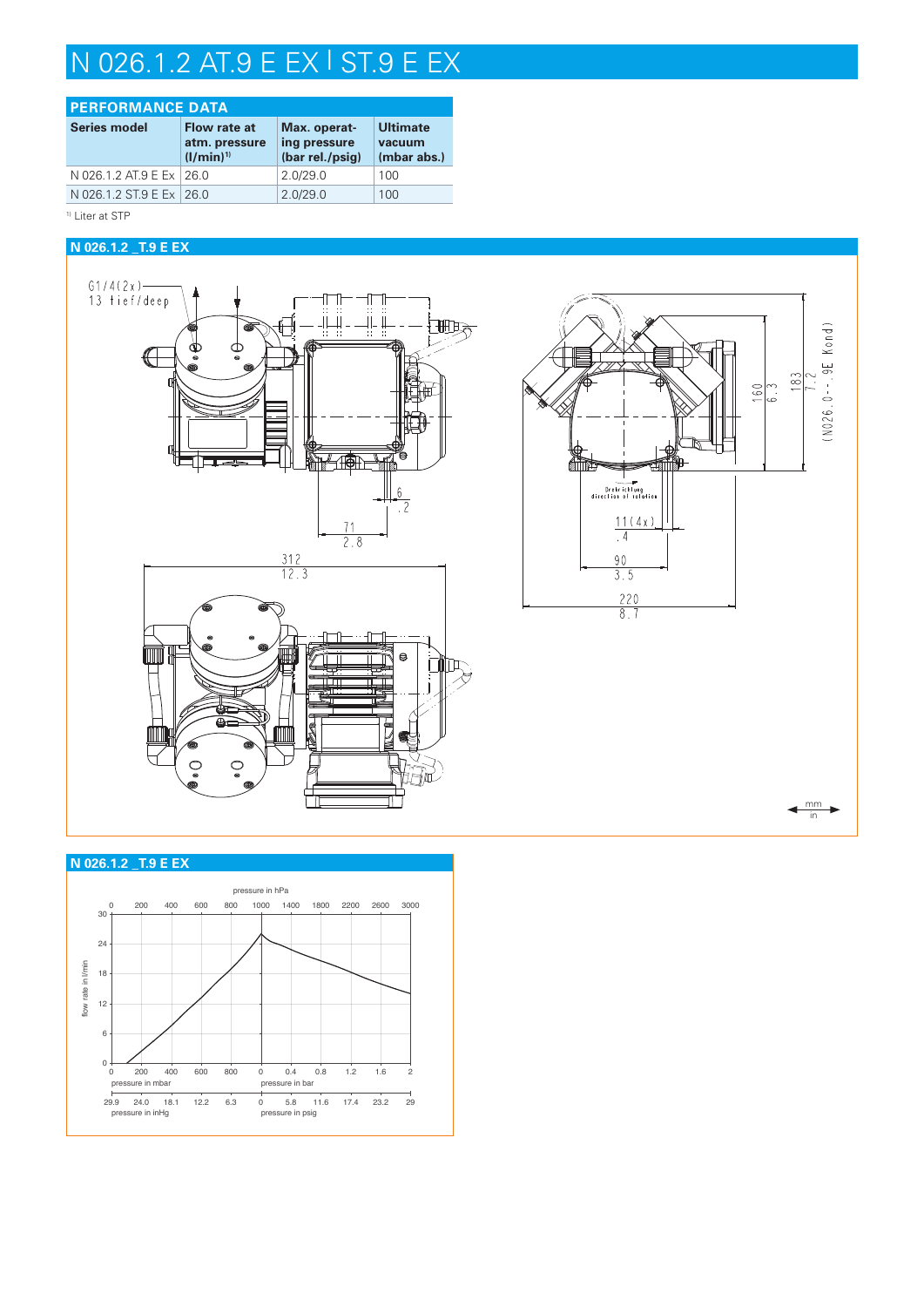# N 026.1.2 AT.9 E EX | ST.9 E EX

## PERFORMANCE DATA

| Series model | Flow rate at atm. pressure (l/min)[1] | Max. operating pressure (bar rel./psig) | Ultimate vacuum (mbar abs.) |
|---|---|---|---|
| N 026.1.2 AT.9 E Ex | 26.0 | 2.0/29.0 | 100 |
| N 026.1.2 ST.9 E Ex | 26.0 | 2.0/29.0 | 100 |

[1] Liter at STP

## N 026.1.2 _T.9 E EX

G1/4(2x) 13 tief/deep

Drehrichtung / direction of rotation

(N026.0--.9E Kond)

mm / in

## N 026.1.2 _T.9 E EX

pressure in hPa

flow rate in l/min

pressure in mbar

pressure in bar

pressure in inHg

pressure in psig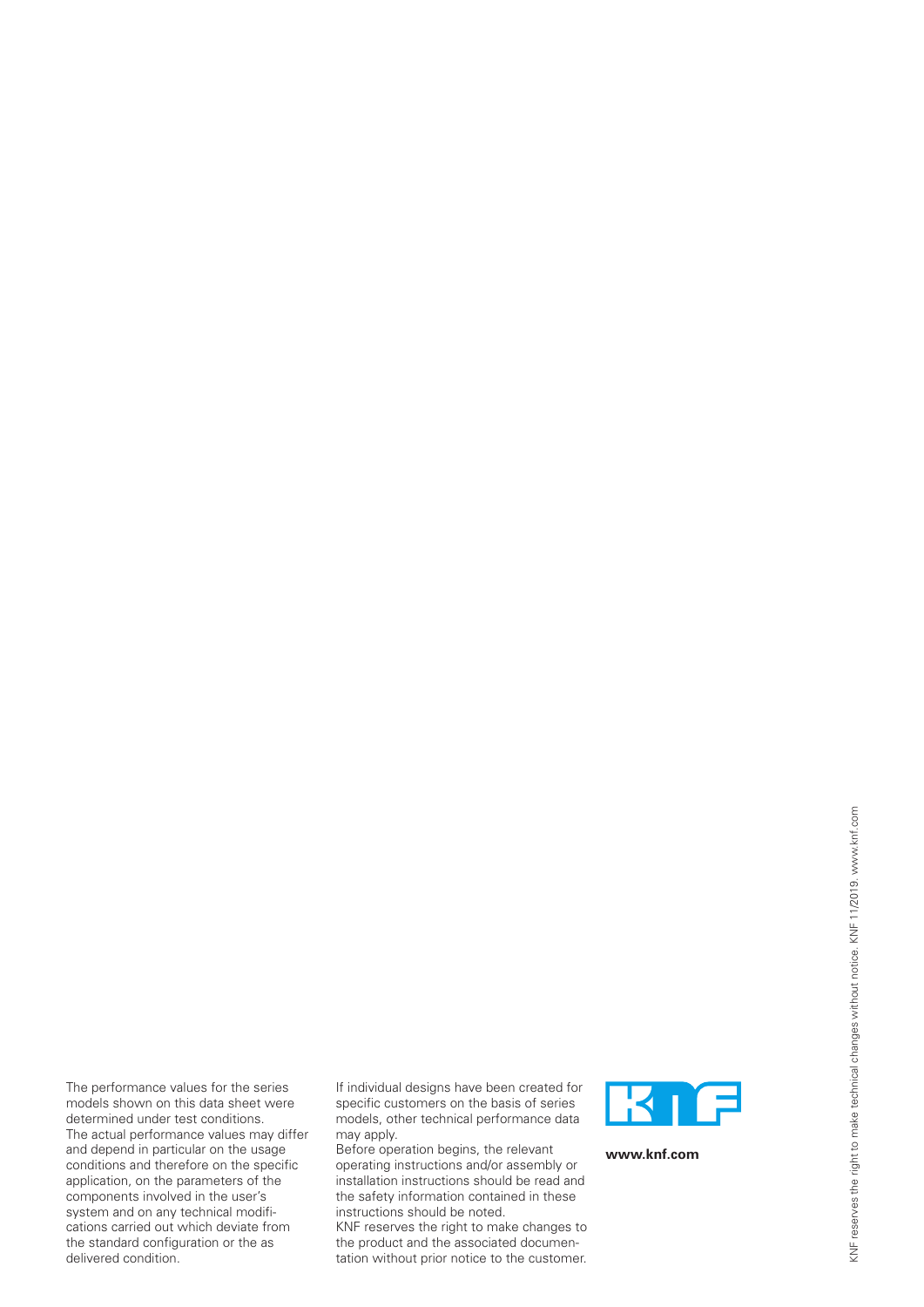The performance values for the series models shown on this data sheet were determined under test conditions. The actual performance values may differ and depend in particular on the usage conditions and therefore on the specific application, on the parameters of the components involved in the user's system and on any technical modifications carried out which deviate from the standard configuration or the as delivered condition.

If individual designs have been created for specific customers on the basis of series models, other technical performance data may apply.
Before operation begins, the relevant operating instructions and/or assembly or installation instructions should be read and the safety information contained in these instructions should be noted.
KNF reserves the right to make changes to the product and the associated documentation without prior notice to the customer.

**www.knf.com**

KNF reserves the right to make technical changes without notice. KNF 11/2019. www.knf.com